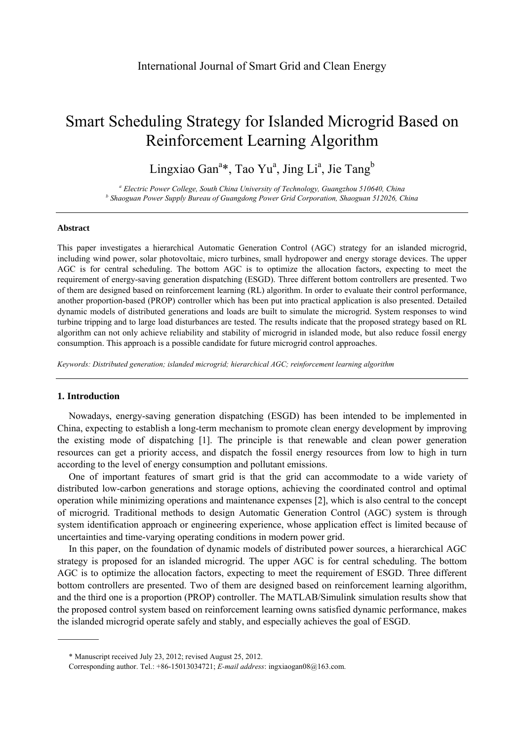International Journal of Smart Grid and Clean Energy

# Smart Scheduling Strategy for Islanded Microgrid Based on Reinforcement Learning Algorithm

Lingxiao Gan[a]*, Tao Yu[a], Jing Li[a], Jie Tang[b]

[a] *Electric Power College, South China University of Technology, Guangzhou 510640, China*
[b] *Shaoguan Power Supply Bureau of Guangdong Power Grid Corporation, Shaoguan 512026, China*

---

**Abstract**

This paper investigates a hierarchical Automatic Generation Control (AGC) strategy for an islanded microgrid, including wind power, solar photovoltaic, micro turbines, small hydropower and energy storage devices. The upper AGC is for central scheduling. The bottom AGC is to optimize the allocation factors, expecting to meet the requirement of energy-saving generation dispatching (ESGD). Three different bottom controllers are presented. Two of them are designed based on reinforcement learning (RL) algorithm. In order to evaluate their control performance, another proportion-based (PROP) controller which has been put into practical application is also presented. Detailed dynamic models of distributed generations and loads are built to simulate the microgrid. System responses to wind turbine tripping and to large load disturbances are tested. The results indicate that the proposed strategy based on RL algorithm can not only achieve reliability and stability of microgrid in islanded mode, but also reduce fossil energy consumption. This approach is a possible candidate for future microgrid control approaches.

*Keywords: Distributed generation; islanded microgrid; hierarchical AGC; reinforcement learning algorithm*

---

## 1. Introduction

Nowadays, energy-saving generation dispatching (ESGD) has been intended to be implemented in China, expecting to establish a long-term mechanism to promote clean energy development by improving the existing mode of dispatching [1]. The principle is that renewable and clean power generation resources can get a priority access, and dispatch the fossil energy resources from low to high in turn according to the level of energy consumption and pollutant emissions.

One of important features of smart grid is that the grid can accommodate to a wide variety of distributed low-carbon generations and storage options, achieving the coordinated control and optimal operation while minimizing operations and maintenance expenses [2], which is also central to the concept of microgrid. Traditional methods to design Automatic Generation Control (AGC) system is through system identification approach or engineering experience, whose application effect is limited because of uncertainties and time-varying operating conditions in modern power grid.

In this paper, on the foundation of dynamic models of distributed power sources, a hierarchical AGC strategy is proposed for an islanded microgrid. The upper AGC is for central scheduling. The bottom AGC is to optimize the allocation factors, expecting to meet the requirement of ESGD. Three different bottom controllers are presented. Two of them are designed based on reinforcement learning algorithm, and the third one is a proportion (PROP) controller. The MATLAB/Simulink simulation results show that the proposed control system based on reinforcement learning owns satisfied dynamic performance, makes the islanded microgrid operate safely and stably, and especially achieves the goal of ESGD.

---

\* Manuscript received July 23, 2012; revised August 25, 2012.

Corresponding author. Tel.: +86-15013034721; *E-mail address*: ingxiaogan08@163.com.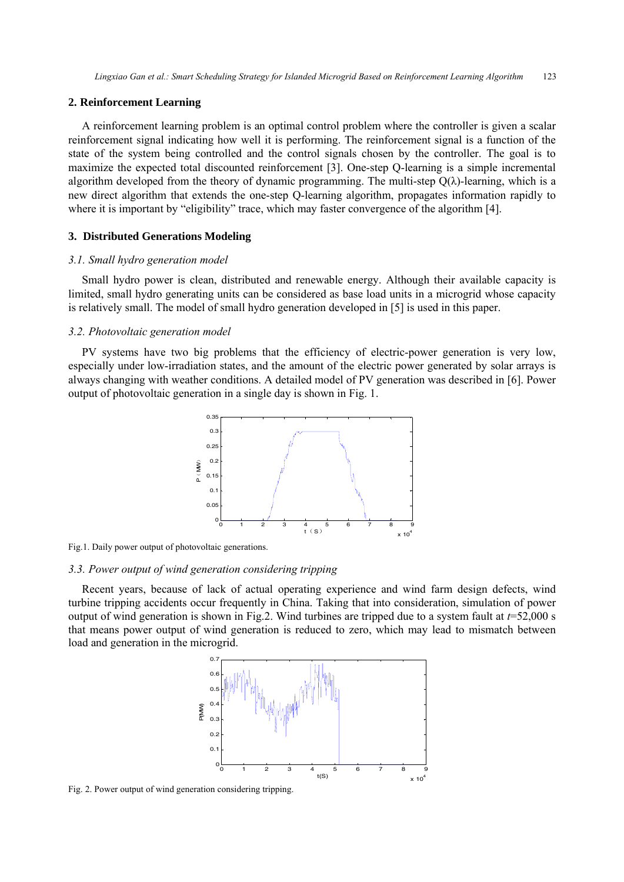## 2. Reinforcement Learning

A reinforcement learning problem is an optimal control problem where the controller is given a scalar reinforcement signal indicating how well it is performing. The reinforcement signal is a function of the state of the system being controlled and the control signals chosen by the controller. The goal is to maximize the expected total discounted reinforcement [3]. One-step Q-learning is a simple incremental algorithm developed from the theory of dynamic programming. The multi-step Q(λ)-learning, which is a new direct algorithm that extends the one-step Q-learning algorithm, propagates information rapidly to where it is important by "eligibility" trace, which may faster convergence of the algorithm [4].

## 3. Distributed Generations Modeling

### *3.1. Small hydro generation model*

Small hydro power is clean, distributed and renewable energy. Although their available capacity is limited, small hydro generating units can be considered as base load units in a microgrid whose capacity is relatively small. The model of small hydro generation developed in [5] is used in this paper.

### *3.2. Photovoltaic generation model*

PV systems have two big problems that the efficiency of electric-power generation is very low, especially under low-irradiation states, and the amount of the electric power generated by solar arrays is always changing with weather conditions. A detailed model of PV generation was described in [6]. Power output of photovoltaic generation in a single day is shown in Fig. 1.

Fig.1. Daily power output of photovoltaic generations.

### *3.3. Power output of wind generation considering tripping*

Recent years, because of lack of actual operating experience and wind farm design defects, wind turbine tripping accidents occur frequently in China. Taking that into consideration, simulation of power output of wind generation is shown in Fig.2. Wind turbines are tripped due to a system fault at $t$=52,000 s that means power output of wind generation is reduced to zero, which may lead to mismatch between load and generation in the microgrid.

Fig. 2. Power output of wind generation considering tripping.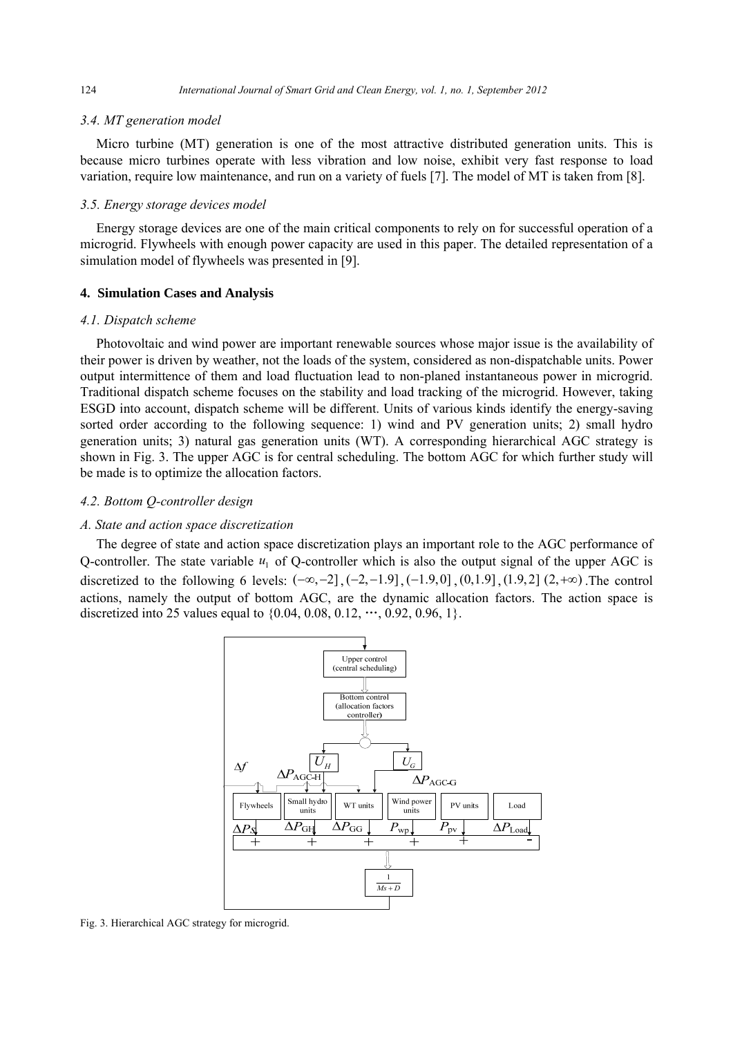### 3.4. MT generation model

Micro turbine (MT) generation is one of the most attractive distributed generation units. This is because micro turbines operate with less vibration and low noise, exhibit very fast response to load variation, require low maintenance, and run on a variety of fuels [7]. The model of MT is taken from [8].

### 3.5. Energy storage devices model

Energy storage devices are one of the main critical components to rely on for successful operation of a microgrid. Flywheels with enough power capacity are used in this paper. The detailed representation of a simulation model of flywheels was presented in [9].

## 4. Simulation Cases and Analysis

### 4.1. Dispatch scheme

Photovoltaic and wind power are important renewable sources whose major issue is the availability of their power is driven by weather, not the loads of the system, considered as non-dispatchable units. Power output intermittence of them and load fluctuation lead to non-planed instantaneous power in microgrid. Traditional dispatch scheme focuses on the stability and load tracking of the microgrid. However, taking ESGD into account, dispatch scheme will be different. Units of various kinds identify the energy-saving sorted order according to the following sequence: 1) wind and PV generation units; 2) small hydro generation units; 3) natural gas generation units (WT). A corresponding hierarchical AGC strategy is shown in Fig. 3. The upper AGC is for central scheduling. The bottom AGC for which further study will be made is to optimize the allocation factors.

### 4.2. Bottom Q-controller design

#### A. State and action space discretization

The degree of state and action space discretization plays an important role to the AGC performance of Q-controller. The state variable $u_1$ of Q-controller which is also the output signal of the upper AGC is discretized to the following 6 levels: $(-\infty,-2]$, $(-2,-1.9]$, $(-1.9,0]$, $(0,1.9]$, $(1.9,2]$ $(2,+\infty)$ .The control actions, namely the output of bottom AGC, are the dynamic allocation factors. The action space is discretized into 25 values equal to {0.04, 0.08, 0.12, ⋯, 0.92, 0.96, 1}.

Fig. 3. Hierarchical AGC strategy for microgrid.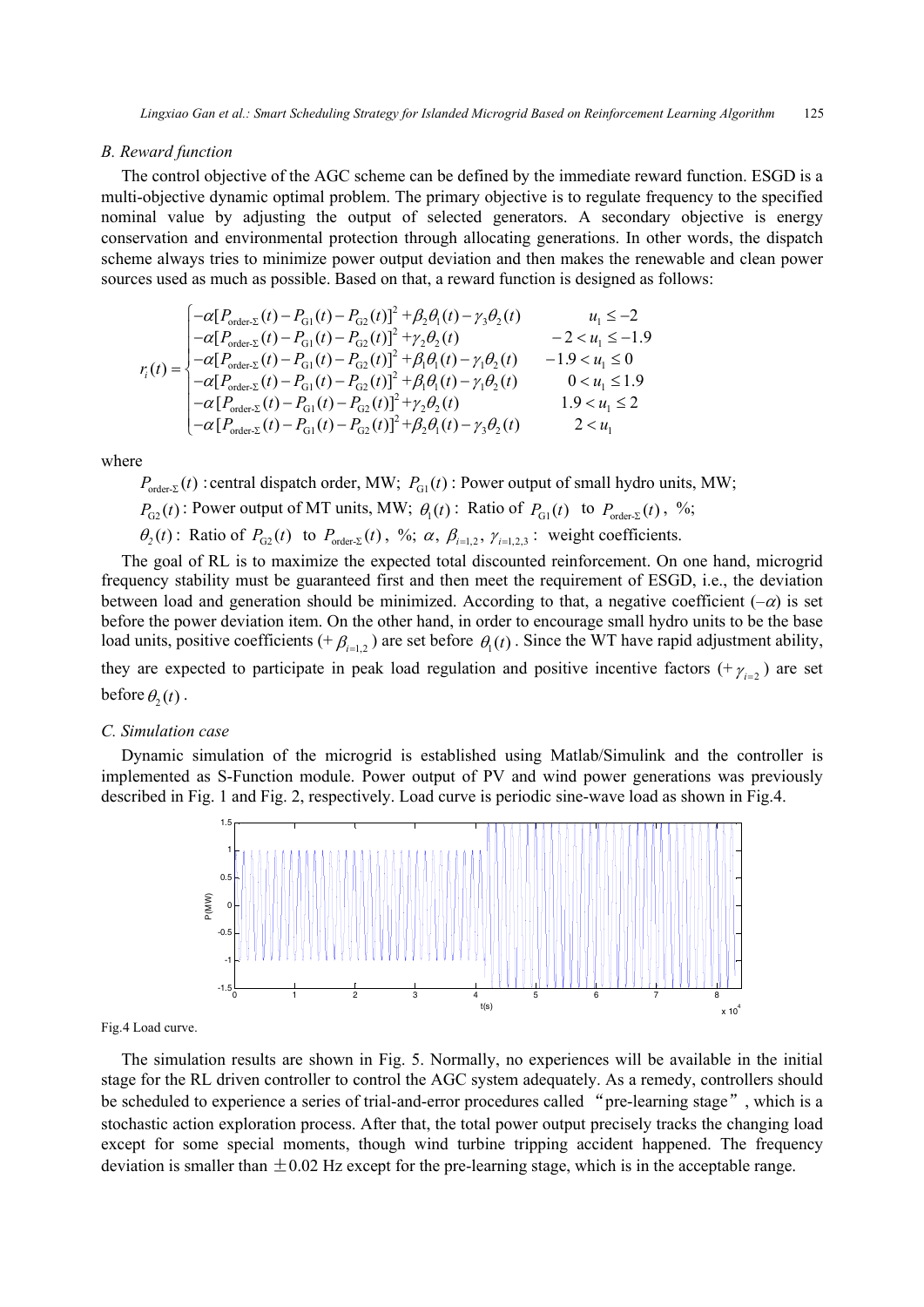### B. Reward function

The control objective of the AGC scheme can be defined by the immediate reward function. ESGD is a multi-objective dynamic optimal problem. The primary objective is to regulate frequency to the specified nominal value by adjusting the output of selected generators. A secondary objective is energy conservation and environmental protection through allocating generations. In other words, the dispatch scheme always tries to minimize power output deviation and then makes the renewable and clean power sources used as much as possible. Based on that, a reward function is designed as follows:

$$
r_i(t) = \begin{cases}
-\alpha[P_{\text{order-}\Sigma}(t) - P_{\text{G1}}(t) - P_{\text{G2}}(t)]^2 + \beta_2\theta_1(t) - \gamma_3\theta_2(t) & u_1 \le -2 \\
-\alpha[P_{\text{order-}\Sigma}(t) - P_{\text{G1}}(t) - P_{\text{G2}}(t)]^2 + \gamma_2\theta_2(t) & -2 < u_1 \le -1.9 \\
-\alpha[P_{\text{order-}\Sigma}(t) - P_{\text{G1}}(t) - P_{\text{G2}}(t)]^2 + \beta_1\theta_1(t) - \gamma_1\theta_2(t) & -1.9 < u_1 \le 0 \\
-\alpha[P_{\text{order-}\Sigma}(t) - P_{\text{G1}}(t) - P_{\text{G2}}(t)]^2 + \beta_1\theta_1(t) - \gamma_1\theta_2(t) & 0 < u_1 \le 1.9 \\
-\alpha[P_{\text{order-}\Sigma}(t) - P_{\text{G1}}(t) - P_{\text{G2}}(t)]^2 + \gamma_2\theta_2(t) & 1.9 < u_1 \le 2 \\
-\alpha[P_{\text{order-}\Sigma}(t) - P_{\text{G1}}(t) - P_{\text{G2}}(t)]^2 + \beta_2\theta_1(t) - \gamma_3\theta_2(t) & 2 < u_1
\end{cases}
$$

where

$P_{\text{order-}\Sigma}(t)$ : central dispatch order, MW; $P_{\text{G1}}(t)$ : Power output of small hydro units, MW;

$P_{\text{G2}}(t)$ : Power output of MT units, MW; $\theta_1(t)$ : Ratio of $P_{\text{G1}}(t)$ to $P_{\text{order-}\Sigma}(t)$, %;

$\theta_2(t)$ : Ratio of $P_{\text{G2}}(t)$ to $P_{\text{order-}\Sigma}(t)$, %; $\alpha$, $\beta_{i=1,2}$, $\gamma_{i=1,2,3}$ : weight coefficients.

The goal of RL is to maximize the expected total discounted reinforcement. On one hand, microgrid frequency stability must be guaranteed first and then meet the requirement of ESGD, i.e., the deviation between load and generation should be minimized. According to that, a negative coefficient ($-\alpha$) is set before the power deviation item. On the other hand, in order to encourage small hydro units to be the base load units, positive coefficients ($+\beta_{i=1,2}$) are set before $\theta_1(t)$. Since the WT have rapid adjustment ability, they are expected to participate in peak load regulation and positive incentive factors ($+\gamma_{i=2}$) are set before $\theta_2(t)$.

### C. Simulation case

Dynamic simulation of the microgrid is established using Matlab/Simulink and the controller is implemented as S-Function module. Power output of PV and wind power generations was previously described in Fig. 1 and Fig. 2, respectively. Load curve is periodic sine-wave load as shown in Fig.4.

Fig.4 Load curve.

The simulation results are shown in Fig. 5. Normally, no experiences will be available in the initial stage for the RL driven controller to control the AGC system adequately. As a remedy, controllers should be scheduled to experience a series of trial-and-error procedures called "pre-learning stage", which is a stochastic action exploration process. After that, the total power output precisely tracks the changing load except for some special moments, though wind turbine tripping accident happened. The frequency deviation is smaller than ±0.02 Hz except for the pre-learning stage, which is in the acceptable range.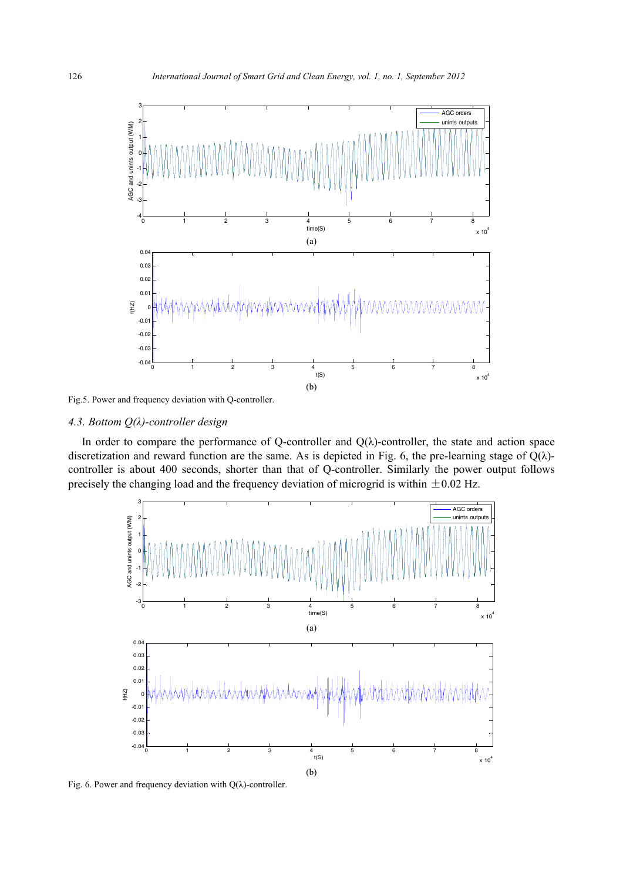Fig.5. Power and frequency deviation with Q-controller.

### *4.3. Bottom Q(λ)-controller design*

In order to compare the performance of Q-controller and Q(λ)-controller, the state and action space discretization and reward function are the same. As is depicted in Fig. 6, the pre-learning stage of Q(λ)-controller is about 400 seconds, shorter than that of Q-controller. Similarly the power output follows precisely the changing load and the frequency deviation of microgrid is within $\pm 0.02$ Hz.

Fig. 6. Power and frequency deviation with Q(λ)-controller.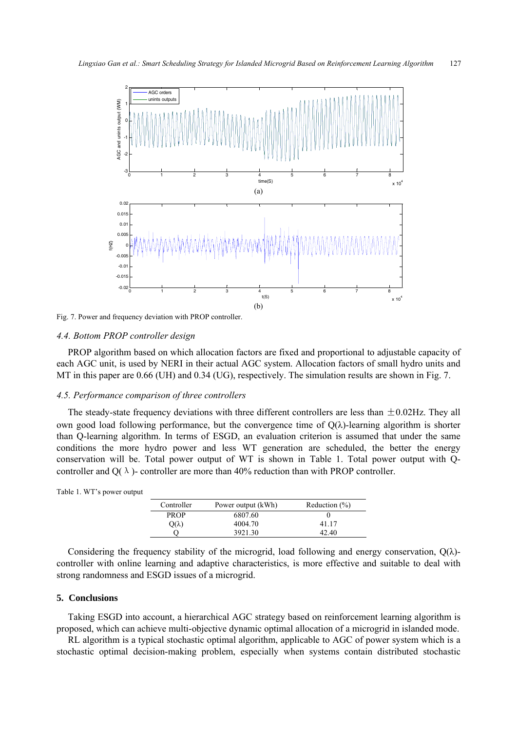Fig. 7. Power and frequency deviation with PROP controller.

### 4.4. Bottom PROP controller design

PROP algorithm based on which allocation factors are fixed and proportional to adjustable capacity of each AGC unit, is used by NERI in their actual AGC system. Allocation factors of small hydro units and MT in this paper are 0.66 (UH) and 0.34 (UG), respectively. The simulation results are shown in Fig. 7.

### 4.5. Performance comparison of three controllers

The steady-state frequency deviations with three different controllers are less than ±0.02Hz. They all own good load following performance, but the convergence time of Q(λ)-learning algorithm is shorter than Q-learning algorithm. In terms of ESGD, an evaluation criterion is assumed that under the same conditions the more hydro power and less WT generation are scheduled, the better the energy conservation will be. Total power output of WT is shown in Table 1. Total power output with Q-controller and Q(λ)- controller are more than 40% reduction than with PROP controller.

Table 1. WT's power output

| Controller | Power output (kWh) | Reduction (%) |
|---|---|---|
| PROP | 6807.60 | 0 |
| Q(λ) | 4004.70 | 41.17 |
| Q | 3921.30 | 42.40 |

Considering the frequency stability of the microgrid, load following and energy conservation, Q(λ)-controller with online learning and adaptive characteristics, is more effective and suitable to deal with strong randomness and ESGD issues of a microgrid.

## 5. Conclusions

Taking ESGD into account, a hierarchical AGC strategy based on reinforcement learning algorithm is proposed, which can achieve multi-objective dynamic optimal allocation of a microgrid in islanded mode.

RL algorithm is a typical stochastic optimal algorithm, applicable to AGC of power system which is a stochastic optimal decision-making problem, especially when systems contain distributed stochastic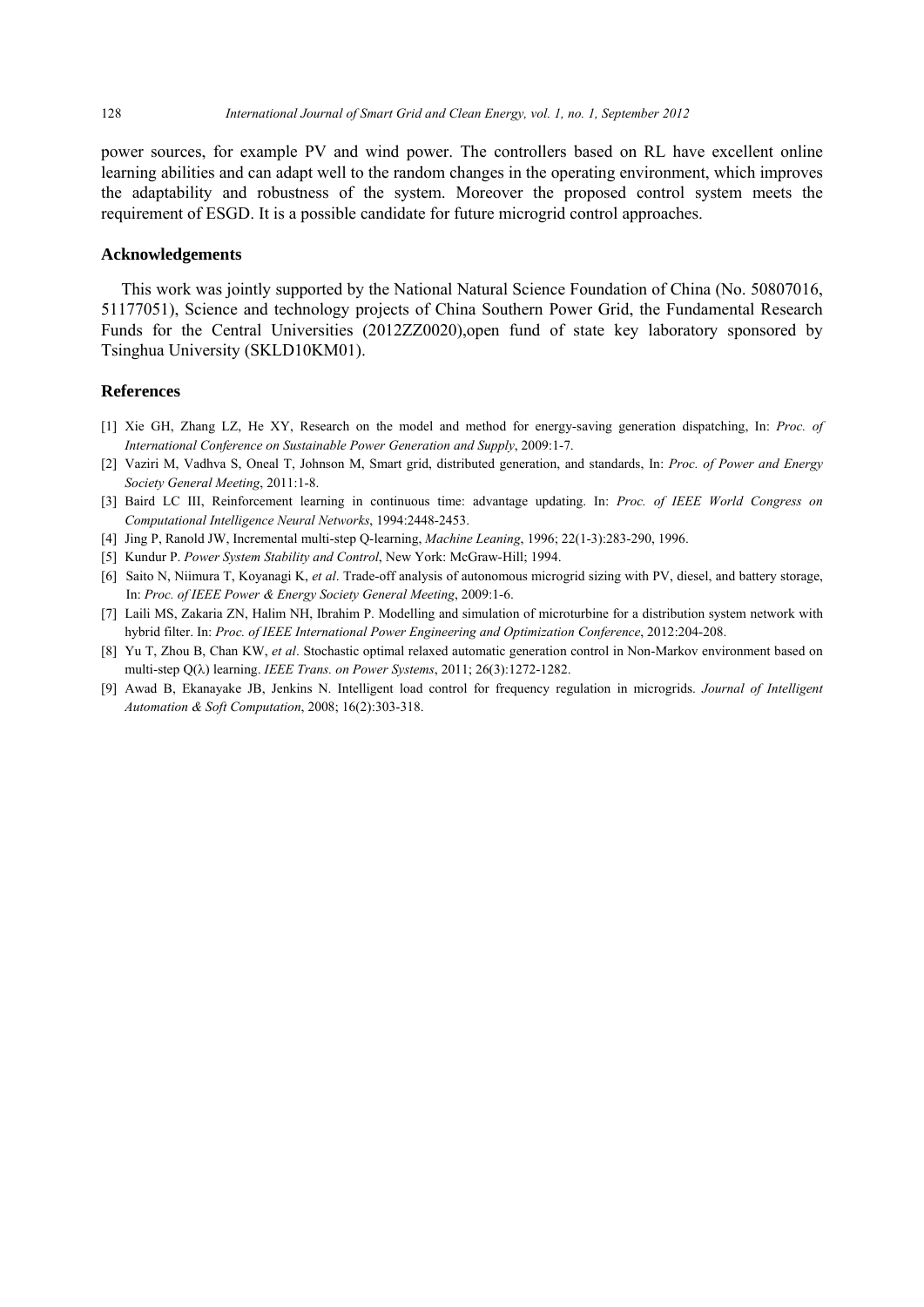power sources, for example PV and wind power. The controllers based on RL have excellent online learning abilities and can adapt well to the random changes in the operating environment, which improves the adaptability and robustness of the system. Moreover the proposed control system meets the requirement of ESGD. It is a possible candidate for future microgrid control approaches.

## Acknowledgements

This work was jointly supported by the National Natural Science Foundation of China (No. 50807016, 51177051), Science and technology projects of China Southern Power Grid, the Fundamental Research Funds for the Central Universities (2012ZZ0020),open fund of state key laboratory sponsored by Tsinghua University (SKLD10KM01).

## References

[1] Xie GH, Zhang LZ, He XY, Research on the model and method for energy-saving generation dispatching, In: *Proc. of International Conference on Sustainable Power Generation and Supply*, 2009:1-7.

[2] Vaziri M, Vadhva S, Oneal T, Johnson M, Smart grid, distributed generation, and standards, In: *Proc. of Power and Energy Society General Meeting*, 2011:1-8.

[3] Baird LC III, Reinforcement learning in continuous time: advantage updating. In: *Proc. of IEEE World Congress on Computational Intelligence Neural Networks*, 1994:2448-2453.

[4] Jing P, Ranold JW, Incremental multi-step Q-learning, *Machine Leaning*, 1996; 22(1-3):283-290, 1996.

[5] Kundur P. *Power System Stability and Control*, New York: McGraw-Hill; 1994.

[6] Saito N, Niimura T, Koyanagi K, *et al*. Trade-off analysis of autonomous microgrid sizing with PV, diesel, and battery storage, In: *Proc. of IEEE Power & Energy Society General Meeting*, 2009:1-6.

[7] Laili MS, Zakaria ZN, Halim NH, Ibrahim P. Modelling and simulation of microturbine for a distribution system network with hybrid filter. In: *Proc. of IEEE International Power Engineering and Optimization Conference*, 2012:204-208.

[8] Yu T, Zhou B, Chan KW, *et al*. Stochastic optimal relaxed automatic generation control in Non-Markov environment based on multi-step Q($\lambda$) learning. *IEEE Trans. on Power Systems*, 2011; 26(3):1272-1282.

[9] Awad B, Ekanayake JB, Jenkins N. Intelligent load control for frequency regulation in microgrids. *Journal of Intelligent Automation & Soft Computation*, 2008; 16(2):303-318.